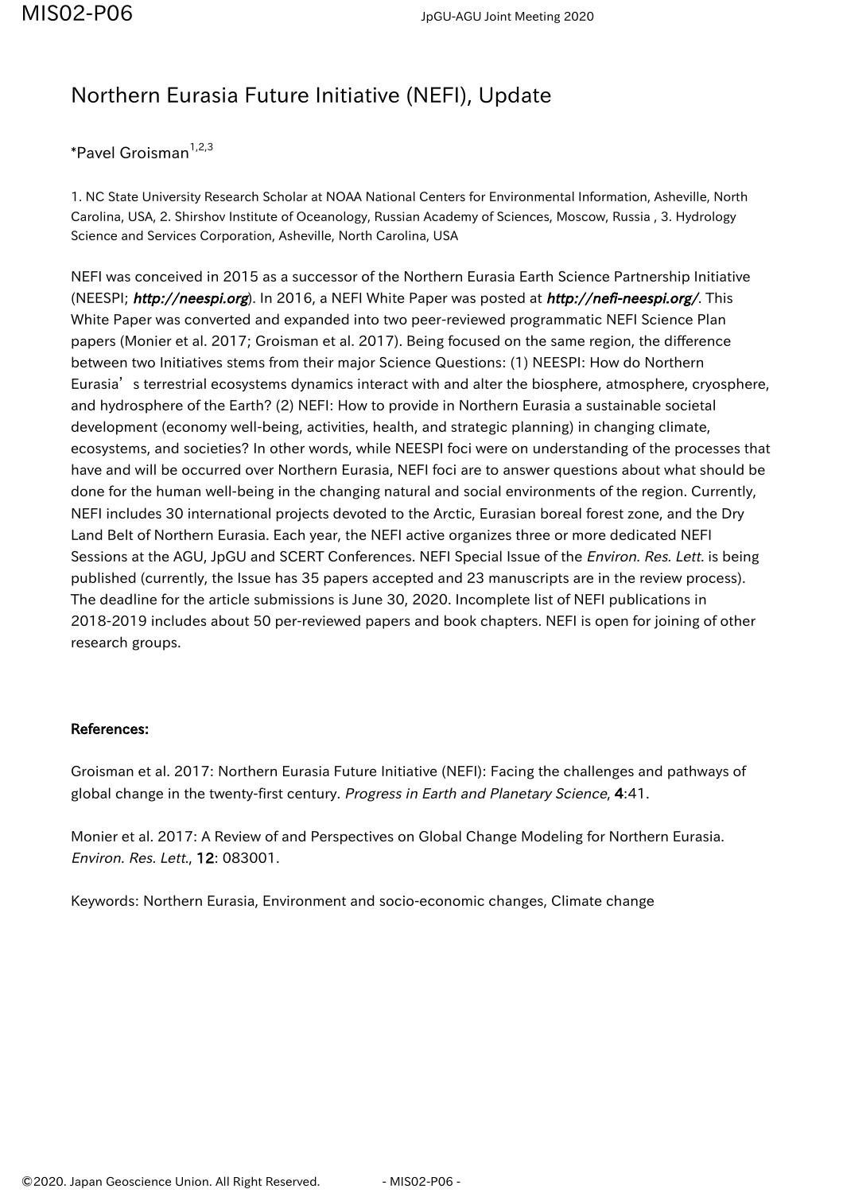# Northern Eurasia Future Initiative (NEFI), Update

*Pavel Groisman[1,2,3]

1. NC State University Research Scholar at NOAA National Centers for Environmental Information, Asheville, North Carolina, USA, 2. Shirshov Institute of Oceanology, Russian Academy of Sciences, Moscow, Russia , 3. Hydrology Science and Services Corporation, Asheville, North Carolina, USA

NEFI was conceived in 2015 as a successor of the Northern Eurasia Earth Science Partnership Initiative (NEESPI; ***http://neespi.org***). In 2016, a NEFI White Paper was posted at ***http://nefi-neespi.org/***. This White Paper was converted and expanded into two peer-reviewed programmatic NEFI Science Plan papers (Monier et al. 2017; Groisman et al. 2017). Being focused on the same region, the difference between two Initiatives stems from their major Science Questions: (1) NEESPI: How do Northern Eurasia's terrestrial ecosystems dynamics interact with and alter the biosphere, atmosphere, cryosphere, and hydrosphere of the Earth? (2) NEFI: How to provide in Northern Eurasia a sustainable societal development (economy well-being, activities, health, and strategic planning) in changing climate, ecosystems, and societies? In other words, while NEESPI foci were on understanding of the processes that have and will be occurred over Northern Eurasia, NEFI foci are to answer questions about what should be done for the human well-being in the changing natural and social environments of the region. Currently, NEFI includes 30 international projects devoted to the Arctic, Eurasian boreal forest zone, and the Dry Land Belt of Northern Eurasia. Each year, the NEFI active organizes three or more dedicated NEFI Sessions at the AGU, JpGU and SCERT Conferences. NEFI Special Issue of the *Environ. Res. Lett.* is being published (currently, the Issue has 35 papers accepted and 23 manuscripts are in the review process). The deadline for the article submissions is June 30, 2020. Incomplete list of NEFI publications in 2018-2019 includes about 50 per-reviewed papers and book chapters. NEFI is open for joining of other research groups.

**References:**

Groisman et al. 2017: Northern Eurasia Future Initiative (NEFI): Facing the challenges and pathways of global change in the twenty-first century. *Progress in Earth and Planetary Science*, **4**:41.

Monier et al. 2017: A Review of and Perspectives on Global Change Modeling for Northern Eurasia. *Environ. Res. Lett.*, **12**: 083001.

Keywords: Northern Eurasia, Environment and socio-economic changes, Climate change